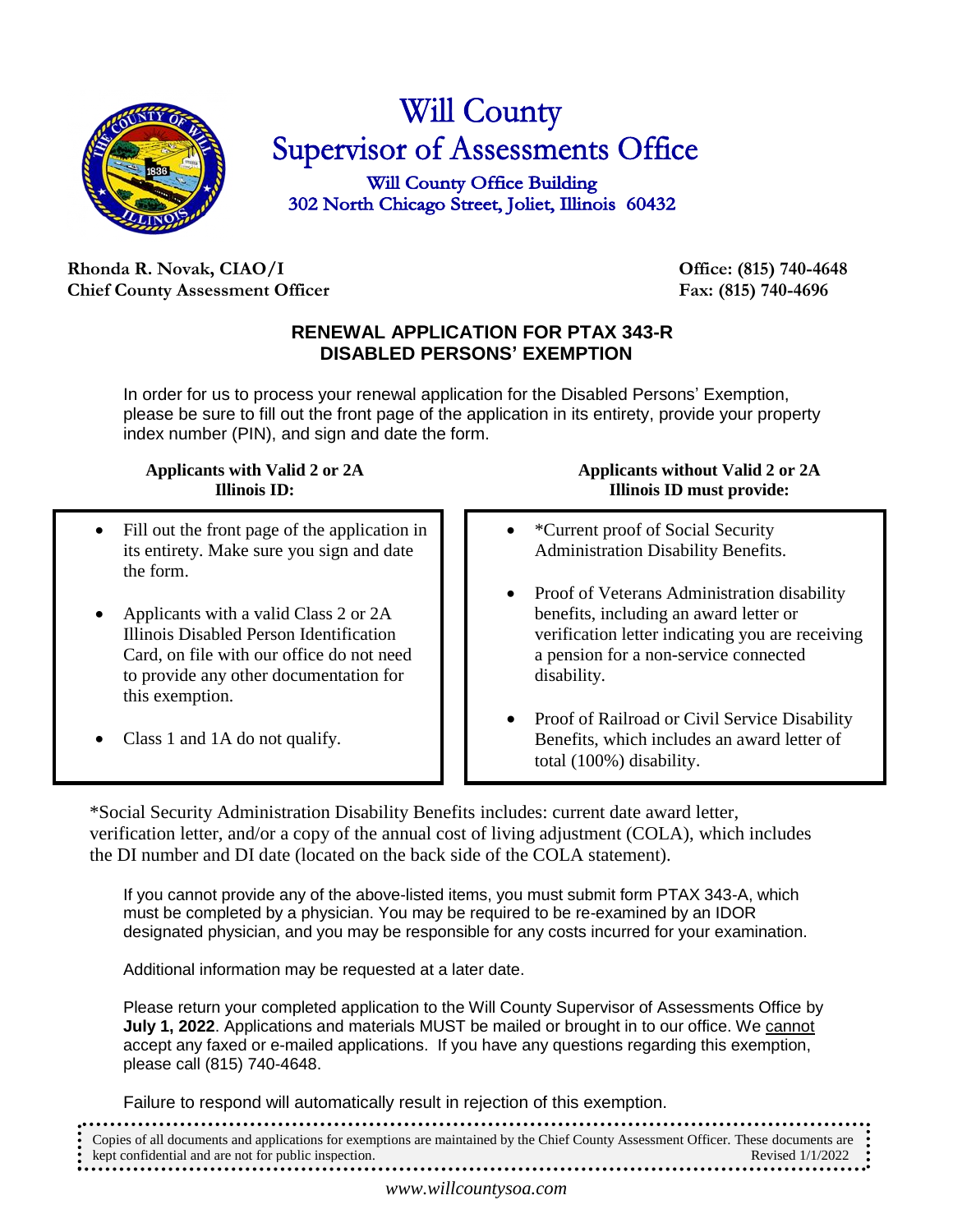# Will County
## Supervisor of Assessments Office

**Will County Office Building**
**302 North Chicago Street, Joliet, Illinois 60432**

**Rhonda R. Novak, CIAO/I**
**Chief County Assessment Officer**

**Office: (815) 740-4648**
**Fax: (815) 740-4696**

### RENEWAL APPLICATION FOR PTAX 343-R
### DISABLED PERSONS' EXEMPTION

In order for us to process your renewal application for the Disabled Persons' Exemption, please be sure to fill out the front page of the application in its entirety, provide your property index number (PIN), and sign and date the form.

**Applicants with Valid 2 or 2A Illinois ID:**

- Fill out the front page of the application in its entirety. Make sure you sign and date the form.
- Applicants with a valid Class 2 or 2A Illinois Disabled Person Identification Card, on file with our office do not need to provide any other documentation for this exemption.
- Class 1 and 1A do not qualify.

**Applicants without Valid 2 or 2A Illinois ID must provide:**

- *Current proof of Social Security Administration Disability Benefits.
- Proof of Veterans Administration disability benefits, including an award letter or verification letter indicating you are receiving a pension for a non-service connected disability.
- Proof of Railroad or Civil Service Disability Benefits, which includes an award letter of total (100%) disability.

*Social Security Administration Disability Benefits includes: current date award letter, verification letter, and/or a copy of the annual cost of living adjustment (COLA), which includes the DI number and DI date (located on the back side of the COLA statement).

If you cannot provide any of the above-listed items, you must submit form PTAX 343-A, which must be completed by a physician. You may be required to be re-examined by an IDOR designated physician, and you may be responsible for any costs incurred for your examination.

Additional information may be requested at a later date.

Please return your completed application to the Will County Supervisor of Assessments Office by **July 1, 2022**. Applications and materials MUST be mailed or brought in to our office. We cannot accept any faxed or e-mailed applications. If you have any questions regarding this exemption, please call (815) 740-4648.

Failure to respond will automatically result in rejection of this exemption.

Copies of all documents and applications for exemptions are maintained by the Chief County Assessment Officer. These documents are kept confidential and are not for public inspection. Revised 1/1/2022

*www.willcountysoa.com*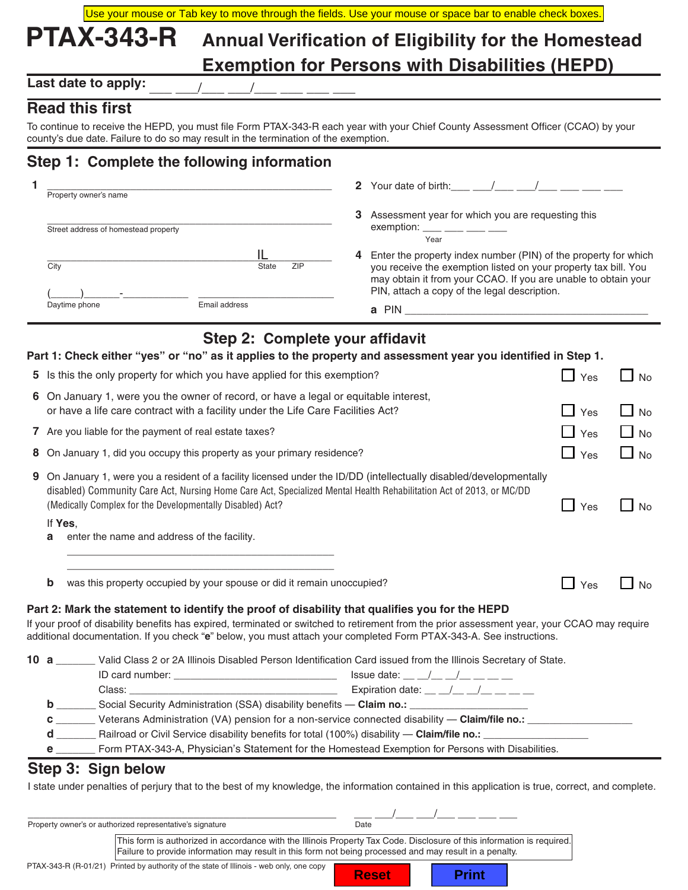Use your mouse or Tab key to move through the fields. Use your mouse or space bar to enable check boxes.

# PTAX-343-R Annual Verification of Eligibility for the Homestead Exemption for Persons with Disabilities (HEPD)

**Last date to apply:** ___ ___/___ ___/___ ___ ___ ___

## Read this first

To continue to receive the HEPD, you must file Form PTAX-343-R each year with your Chief County Assessment Officer (CCAO) by your county's due date. Failure to do so may result in the termination of the exemption.

## Step 1: Complete the following information

**1** ______________________________________________
Property owner's name

______________________________________________
Street address of homestead property

______________________________________ IL ________
City State ZIP

(_____)______-___________ ______________________
Daytime phone Email address

**2** Your date of birth: ___ ___/___ ___/___ ___ ___ ___

**3** Assessment year for which you are requesting this exemption: ___ ___ ___ ___
Year

**4** Enter the property index number (PIN) of the property for which you receive the exemption listed on your property tax bill. You may obtain it from your CCAO. If you are unable to obtain your PIN, attach a copy of the legal description.

**a** PIN ______________________________________________

## Step 2: Complete your affidavit

**Part 1: Check either "yes" or "no" as it applies to the property and assessment year you identified in Step 1.**

**5** Is this the only property for which you have applied for this exemption? ☐ Yes ☐ No

**6** On January 1, were you the owner of record, or have a legal or equitable interest, or have a life care contract with a facility under the Life Care Facilities Act? ☐ Yes ☐ No

**7** Are you liable for the payment of real estate taxes? ☐ Yes ☐ No

**8** On January 1, did you occupy this property as your primary residence? ☐ Yes ☐ No

**9** On January 1, were you a resident of a facility licensed under the ID/DD (intellectually disabled/developmentally disabled) Community Care Act, Nursing Home Care Act, Specialized Mental Health Rehabilitation Act of 2013, or MC/DD (Medically Complex for the Developmentally Disabled) Act? ☐ Yes ☐ No

If **Yes**,

**a** enter the name and address of the facility.

______________________________________________

______________________________________________

**b** was this property occupied by your spouse or did it remain unoccupied? ☐ Yes ☐ No

**Part 2: Mark the statement to identify the proof of disability that qualifies you for the HEPD**

If your proof of disability benefits has expired, terminated or switched to retirement from the prior assessment year, your CCAO may require additional documentation. If you check "**e**" below, you must attach your completed Form PTAX-343-A. See instructions.

**10 a** _______ Valid Class 2 or 2A Illinois Disabled Person Identification Card issued from the Illinois Secretary of State.

ID card number: ____________________________ Issue date: __ __/__ __/__ __ __ __

Class: ____________________________________ Expiration date: __ __/__ __/__ __ __ __

**b** _______ Social Security Administration (SSA) disability benefits — **Claim no.:** __________________

**c** _______ Veterans Administration (VA) pension for a non-service connected disability — **Claim/file no.:** __________________

**d** _______ Railroad or Civil Service disability benefits for total (100%) disability — **Claim/file no.:** __________________

**e** _______ Form PTAX-343-A, Physician's Statement for the Homestead Exemption for Persons with Disabilities.

## Step 3: Sign below

I state under penalties of perjury that to the best of my knowledge, the information contained in this application is true, correct, and complete.

______________________________________________ ___ ___/___ ___/___ ___ ___ ___
Property owner's or authorized representative's signature Date

This form is authorized in accordance with the Illinois Property Tax Code. Disclosure of this information is required. Failure to provide information may result in this form not being processed and may result in a penalty.

PTAX-343-R (R-01/21) Printed by authority of the state of Illinois - web only, one copy

Reset Print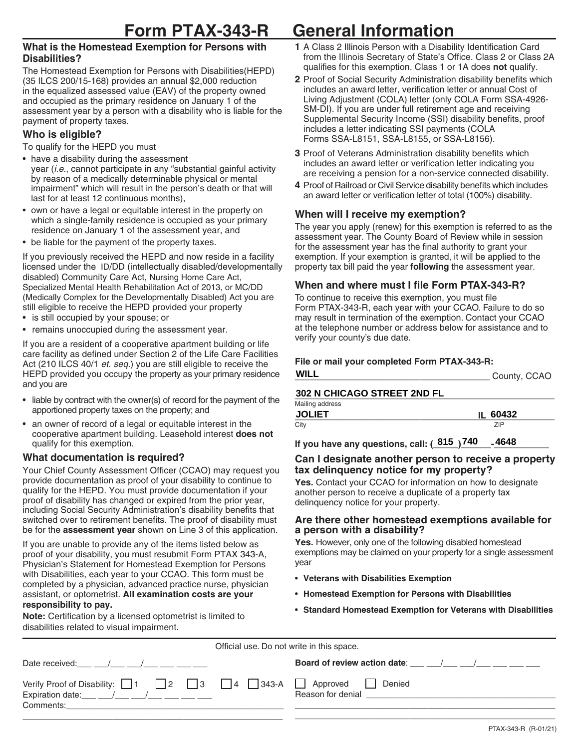# Form PTAX-343-R General Information

### What is the Homestead Exemption for Persons with Disabilities?

The Homestead Exemption for Persons with Disabilities(HEPD) (35 ILCS 200/15-168) provides an annual $2,000 reduction in the equalized assessed value (EAV) of the property owned and occupied as the primary residence on January 1 of the assessment year by a person with a disability who is liable for the payment of property taxes.

### Who is eligible?

To qualify for the HEPD you must

- have a disability during the assessment year (*i.e.*, cannot participate in any "substantial gainful activity by reason of a medically determinable physical or mental impairment" which will result in the person's death or that will last for at least 12 continuous months),
- own or have a legal or equitable interest in the property on which a single-family residence is occupied as your primary residence on January 1 of the assessment year, and
- be liable for the payment of the property taxes.

If you previously received the HEPD and now reside in a facility licensed under the ID/DD (intellectually disabled/developmentally disabled) Community Care Act, Nursing Home Care Act, Specialized Mental Health Rehabilitation Act of 2013, or MC/DD (Medically Complex for the Developmentally Disabled) Act you are still eligible to receive the HEPD provided your property

- is still occupied by your spouse; or
- remains unoccupied during the assessment year.

If you are a resident of a cooperative apartment building or life care facility as defined under Section 2 of the Life Care Facilities Act (210 ILCS 40/1 *et. seq.*) you are still eligible to receive the HEPD provided you occupy the property as your primary residence and you are

- liable by contract with the owner(s) of record for the payment of the apportioned property taxes on the property; and
- an owner of record of a legal or equitable interest in the cooperative apartment building. Leasehold interest **does not** qualify for this exemption.

### What documentation is required?

Your Chief County Assessment Officer (CCAO) may request you provide documentation as proof of your disability to continue to qualify for the HEPD. You must provide documentation if your proof of disability has changed or expired from the prior year, including Social Security Administration's disability benefits that switched over to retirement benefits. The proof of disability must be for the **assessment year** shown on Line 3 of this application.

If you are unable to provide any of the items listed below as proof of your disability, you must resubmit Form PTAX 343-A, Physician's Statement for Homestead Exemption for Persons with Disabilities, each year to your CCAO. This form must be completed by a physician, advanced practice nurse, physician assistant, or optometrist. **All examination costs are your responsibility to pay.**

**Note:** Certification by a licensed optometrist is limited to disabilities related to visual impairment.

1. A Class 2 Illinois Person with a Disability Identification Card from the Illinois Secretary of State's Office. Class 2 or Class 2A qualifies for this exemption. Class 1 or 1A does **not** qualify.
2. Proof of Social Security Administration disability benefits which includes an award letter, verification letter or annual Cost of Living Adjustment (COLA) letter (only COLA Form SSA-4926-SM-DI). If you are under full retirement age and receiving Supplemental Security Income (SSI) disability benefits, proof includes a letter indicating SSI payments (COLA Forms SSA-L8151, SSA-L8155, or SSA-L8156).
3. Proof of Veterans Administration disability benefits which includes an award letter or verification letter indicating you are receiving a pension for a non-service connected disability.
4. Proof of Railroad or Civil Service disability benefits which includes an award letter or verification letter of total (100%) disability.

### When will I receive my exemption?

The year you apply (renew) for this exemption is referred to as the assessment year. The County Board of Review while in session for the assessment year has the final authority to grant your exemption. If your exemption is granted, it will be applied to the property tax bill paid the year **following** the assessment year.

### When and where must I file Form PTAX-343-R?

To continue to receive this exemption, you must file Form PTAX-343-R, each year with your CCAO. Failure to do so may result in termination of the exemption. Contact your CCAO at the telephone number or address below for assistance and to verify your county's due date.

**File or mail your completed Form PTAX-343-R:**

WILL County, CCAO

302 N CHICAGO STREET 2ND FL
Mailing address

JOLIET IL 60432
City ZIP

**If you have any questions, call: (815) 740-4648**

### Can I designate another person to receive a property tax delinquency notice for my property?

**Yes.** Contact your CCAO for information on how to designate another person to receive a duplicate of a property tax delinquency notice for your property.

### Are there other homestead exemptions available for a person with a disability?

**Yes.** However, only one of the following disabled homestead exemptions may be claimed on your property for a single assessment year

- **Veterans with Disabilities Exemption**
- **Homestead Exemption for Persons with Disabilities**
- **Standard Homestead Exemption for Veterans with Disabilities**

---

Official use. Do not write in this space.

Date received: ___ ___/___ ___/___ ___ ___ ___

Verify Proof of Disability: ☐ 1 ☐ 2 ☐ 3 ☐ 4 ☐ 343-A
Expiration date: ___ ___/___ ___/___ ___ ___ ___
Comments: ____________________

**Board of review action date**: ___ ___/___ ___/___ ___ ___ ___

☐ Approved ☐ Denied
Reason for denial ____________________

PTAX-343-R (R-01/21)